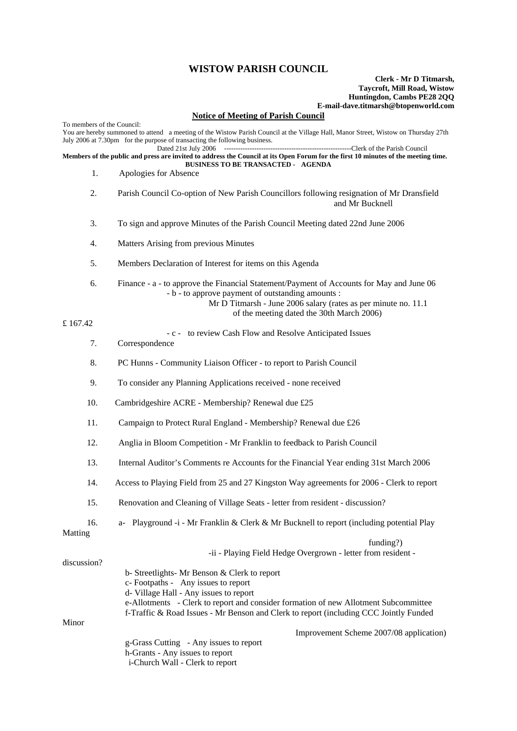# WISTOW PARISH COUNCIL

**Clerk - Mr D Titmarsh,**
**Taycroft, Mill Road, Wistow**
**Huntingdon, Cambs PE28 2QQ**
**E-mail-dave.titmarsh@btopenworld.com**

## Notice of Meeting of Parish Council

To members of the Council:

You are hereby summoned to attend a meeting of the Wistow Parish Council at the Village Hall, Manor Street, Wistow on Thursday 27th July 2006 at 7.30pm for the purpose of transacting the following business.

Dated 21st July 2006 --------------------------------------------------------Clerk of the Parish Council

**Members of the public and press are invited to address the Council at its Open Forum for the first 10 minutes of the meeting time.**

**BUSINESS TO BE TRANSACTED - AGENDA**

1. Apologies for Absence
2. Parish Council Co-option of New Parish Councillors following resignation of Mr Dransfield and Mr Bucknell
3. To sign and approve Minutes of the Parish Council Meeting dated 22nd June 2006
4. Matters Arising from previous Minutes
5. Members Declaration of Interest for items on this Agenda
6. Finance - a - to approve the Financial Statement/Payment of Accounts for May and June 06
   - b - to approve payment of outstanding amounts :
     Mr D Titmarsh - June 2006 salary (rates as per minute no. 11.1 of the meeting dated the 30th March 2006) £ 167.42
   - c - to review Cash Flow and Resolve Anticipated Issues
7. Correspondence
8. PC Hunns - Community Liaison Officer - to report to Parish Council
9. To consider any Planning Applications received - none received
10. Cambridgeshire ACRE - Membership? Renewal due £25
11. Campaign to Protect Rural England - Membership? Renewal due £26
12. Anglia in Bloom Competition - Mr Franklin to feedback to Parish Council
13. Internal Auditor's Comments re Accounts for the Financial Year ending 31st March 2006
14. Access to Playing Field from 25 and 27 Kingston Way agreements for 2006 - Clerk to report
15. Renovation and Cleaning of Village Seats - letter from resident - discussion?
16. a- Playground -i - Mr Franklin & Clerk & Mr Bucknell to report (including potential Play Matting funding?)
    -ii - Playing Field Hedge Overgrown - letter from resident - discussion?

    b- Streetlights- Mr Benson & Clerk to report
    c- Footpaths - Any issues to report
    d- Village Hall - Any issues to report
    e-Allotments - Clerk to report and consider formation of new Allotment Subcommittee
    f-Traffic & Road Issues - Mr Benson and Clerk to report (including CCC Jointly Funded Minor Improvement Scheme 2007/08 application)
    g-Grass Cutting - Any issues to report
    h-Grants - Any issues to report
    i-Church Wall - Clerk to report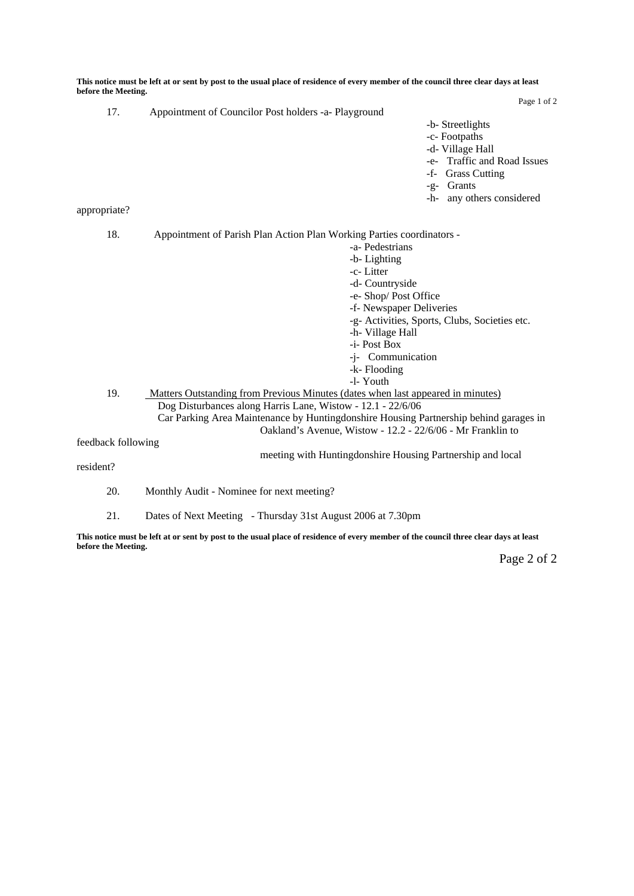This notice must be left at or sent by post to the usual place of residence of every member of the council three clear days at least before the Meeting.

17. Appointment of Councilor Post holders
   - -a- Playground
   - -b- Streetlights
   - -c- Footpaths
   - -d- Village Hall
   - -e- Traffic and Road Issues
   - -f- Grass Cutting
   - -g- Grants
   - -h- any others considered appropriate?

18. Appointment of Parish Plan Action Plan Working Parties coordinators -
   - -a- Pedestrians
   - -b- Lighting
   - -c- Litter
   - -d- Countryside
   - -e- Shop/ Post Office
   - -f- Newspaper Deliveries
   - -g- Activities, Sports, Clubs, Societies etc.
   - -h- Village Hall
   - -i- Post Box
   - -j- Communication
   - -k- Flooding
   - -l- Youth

19. <u>Matters Outstanding from Previous Minutes (dates when last appeared in minutes)</u>
   Dog Disturbances along Harris Lane, Wistow - 12.1 - 22/6/06
   Car Parking Area Maintenance by Huntingdonshire Housing Partnership behind garages in Oakland's Avenue, Wistow - 12.2 - 22/6/06 - Mr Franklin to feedback following meeting with Huntingdonshire Housing Partnership and local resident?

20. Monthly Audit - Nominee for next meeting?

21. Dates of Next Meeting - Thursday 31st August 2006 at 7.30pm

This notice must be left at or sent by post to the usual place of residence of every member of the council three clear days at least before the Meeting.